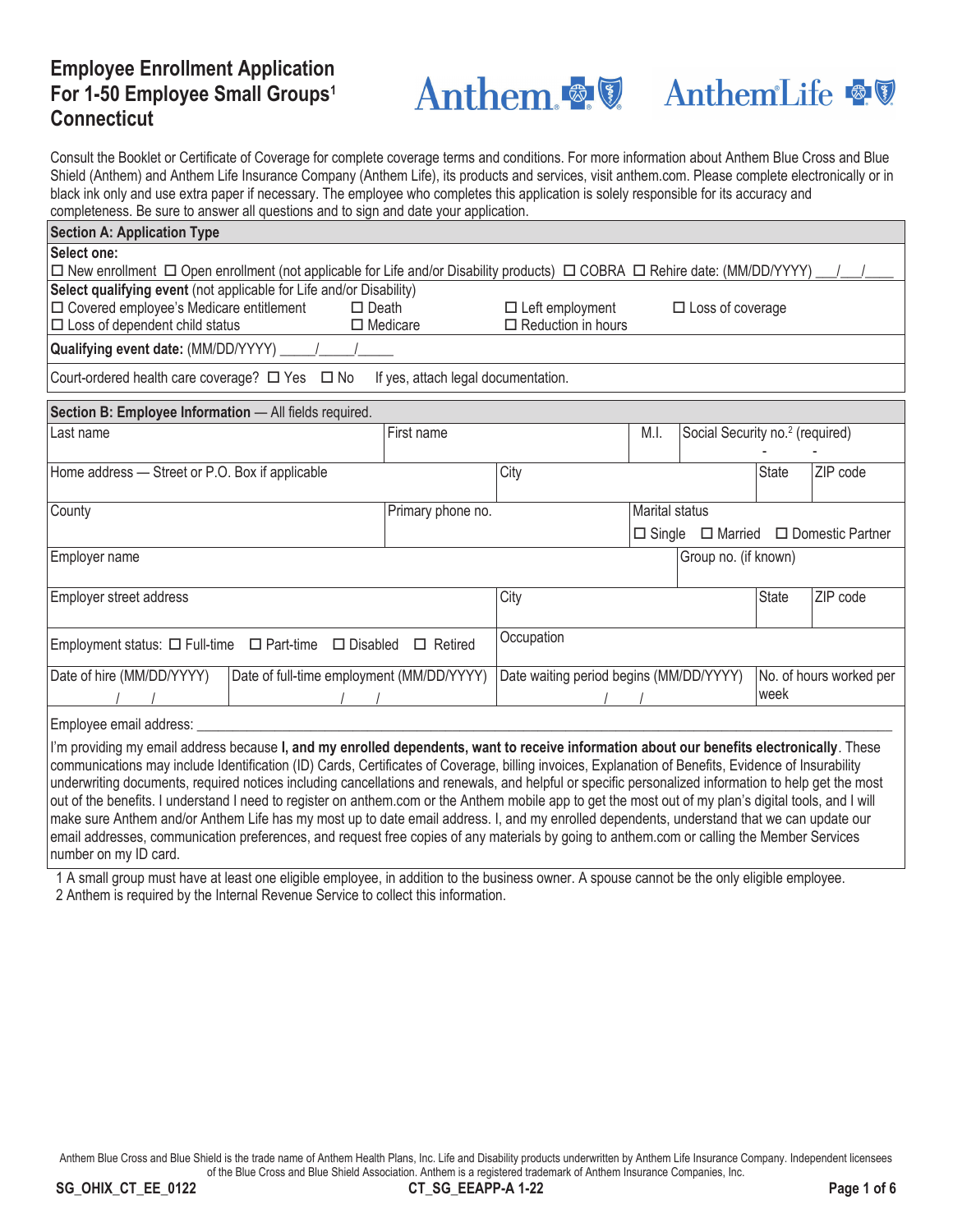# Employee Enrollment Application For 1-50 Employee Small Groups[1] Connecticut

Anthem | Anthem Life

Consult the Booklet or Certificate of Coverage for complete coverage terms and conditions. For more information about Anthem Blue Cross and Blue Shield (Anthem) and Anthem Life Insurance Company (Anthem Life), its products and services, visit anthem.com. Please complete electronically or in black ink only and use extra paper if necessary. The employee who completes this application is solely responsible for its accuracy and completeness. Be sure to answer all questions and to sign and date your application.

## Section A: Application Type

**Select one:**

☐ New enrollment ☐ Open enrollment (not applicable for Life and/or Disability products) ☐ COBRA ☐ Rehire date: (MM/DD/YYYY) \_\_\_/\_\_\_/\_\_\_\_

**Select qualifying event** (not applicable for Life and/or Disability)

☐ Covered employee's Medicare entitlement ☐ Death ☐ Left employment ☐ Loss of coverage
☐ Loss of dependent child status ☐ Medicare ☐ Reduction in hours

**Qualifying event date:** (MM/DD/YYYY) \_\_\_\_\_/\_\_\_\_\_/\_\_\_\_\_

Court-ordered health care coverage? ☐ Yes ☐ No If yes, attach legal documentation.

## Section B: Employee Information — All fields required.

| Last name | First name | M.I. | Social Security no.[2] (required) - - |
|---|---|---|---|
| Home address — Street or P.O. Box if applicable | City | State | ZIP code |
| County | Primary phone no. | Marital status ☐ Single ☐ Married ☐ Domestic Partner | |
| Employer name | | | Group no. (if known) |
| Employer street address | City | State | ZIP code |
| Employment status: ☐ Full-time ☐ Part-time ☐ Disabled ☐ Retired | Occupation | | |
| Date of hire (MM/DD/YYYY) / / | Date of full-time employment (MM/DD/YYYY) / / | Date waiting period begins (MM/DD/YYYY) / / | No. of hours worked per week |

Employee email address: \_\_\_\_\_\_\_\_\_\_\_\_\_\_\_\_\_\_\_\_\_\_\_\_\_\_\_\_\_\_\_\_\_\_\_\_\_\_\_\_\_\_\_\_\_\_\_\_\_\_\_\_\_\_\_\_

I'm providing my email address because **I, and my enrolled dependents, want to receive information about our benefits electronically**. These communications may include Identification (ID) Cards, Certificates of Coverage, billing invoices, Explanation of Benefits, Evidence of Insurability underwriting documents, required notices including cancellations and renewals, and helpful or specific personalized information to help get the most out of the benefits. I understand I need to register on anthem.com or the Anthem mobile app to get the most out of my plan's digital tools, and I will make sure Anthem and/or Anthem Life has my most up to date email address. I, and my enrolled dependents, understand that we can update our email addresses, communication preferences, and request free copies of any materials by going to anthem.com or calling the Member Services number on my ID card.

1 A small group must have at least one eligible employee, in addition to the business owner. A spouse cannot be the only eligible employee.
2 Anthem is required by the Internal Revenue Service to collect this information.

Anthem Blue Cross and Blue Shield is the trade name of Anthem Health Plans, Inc. Life and Disability products underwritten by Anthem Life Insurance Company. Independent licensees of the Blue Cross and Blue Shield Association. Anthem is a registered trademark of Anthem Insurance Companies, Inc.

SG_OHIX_CT_EE_0122 CT_SG_EEAPP-A 1-22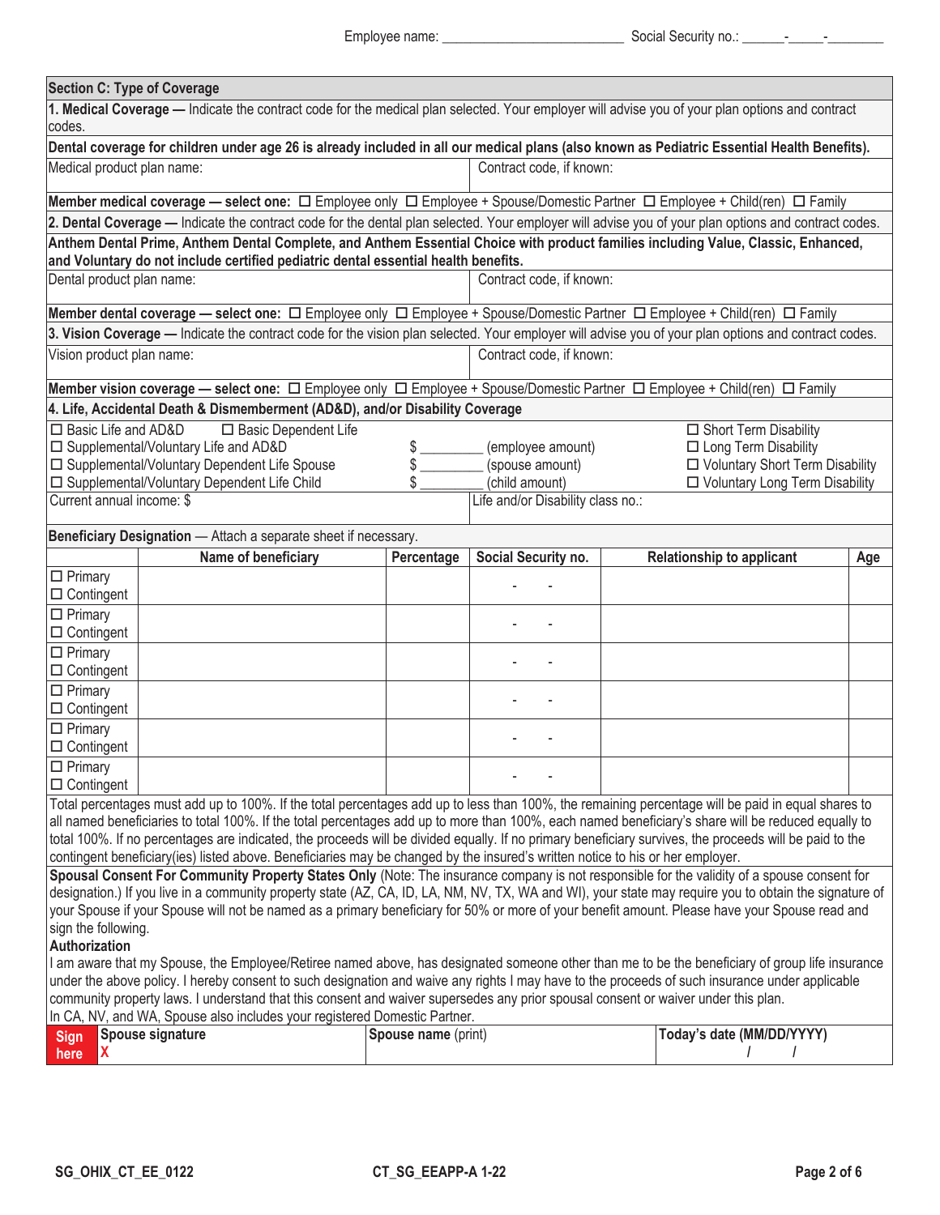Employee name: ________________________ Social Security no.: ______-_____-________

## Section C: Type of Coverage

**1. Medical Coverage —** Indicate the contract code for the medical plan selected. Your employer will advise you of your plan options and contract codes.

**Dental coverage for children under age 26 is already included in all our medical plans (also known as Pediatric Essential Health Benefits).**

| Medical product plan name: | Contract code, if known: |
|---|---|

**Member medical coverage — select one:** ☐ Employee only ☐ Employee + Spouse/Domestic Partner ☐ Employee + Child(ren) ☐ Family

**2. Dental Coverage —** Indicate the contract code for the dental plan selected. Your employer will advise you of your plan options and contract codes.

**Anthem Dental Prime, Anthem Dental Complete, and Anthem Essential Choice with product families including Value, Classic, Enhanced, and Voluntary do not include certified pediatric dental essential health benefits.**

| Dental product plan name: | Contract code, if known: |
|---|---|

**Member dental coverage — select one:** ☐ Employee only ☐ Employee + Spouse/Domestic Partner ☐ Employee + Child(ren) ☐ Family

**3. Vision Coverage —** Indicate the contract code for the vision plan selected. Your employer will advise you of your plan options and contract codes.

| Vision product plan name: | Contract code, if known: |
|---|---|

**Member vision coverage — select one:** ☐ Employee only ☐ Employee + Spouse/Domestic Partner ☐ Employee + Child(ren) ☐ Family

**4. Life, Accidental Death & Dismemberment (AD&D), and/or Disability Coverage**

- ☐ Basic Life and AD&D ☐ Basic Dependent Life
- ☐ Supplemental/Voluntary Life and AD&D $ ________ (employee amount)
- ☐ Supplemental/Voluntary Dependent Life Spouse $ ________ (spouse amount)
- ☐ Supplemental/Voluntary Dependent Life Child $ ________ (child amount)

- ☐ Short Term Disability
- ☐ Long Term Disability
- ☐ Voluntary Short Term Disability
- ☐ Voluntary Long Term Disability

| Current annual income: $ | Life and/or Disability class no.: |
|---|---|

**Beneficiary Designation** — Attach a separate sheet if necessary.

| | Name of beneficiary | Percentage | Social Security no. | Relationship to applicant | Age |
|---|---|---|---|---|---|
| ☐ Primary ☐ Contingent | | | - - | | |
| ☐ Primary ☐ Contingent | | | - - | | |
| ☐ Primary ☐ Contingent | | | - - | | |
| ☐ Primary ☐ Contingent | | | - - | | |
| ☐ Primary ☐ Contingent | | | - - | | |
| ☐ Primary ☐ Contingent | | | - - | | |

Total percentages must add up to 100%. If the total percentages add up to less than 100%, the remaining percentage will be paid in equal shares to all named beneficiaries to total 100%. If the total percentages add up to more than 100%, each named beneficiary's share will be reduced equally to total 100%. If no percentages are indicated, the proceeds will be divided equally. If no primary beneficiary survives, the proceeds will be paid to the contingent beneficiary(ies) listed above. Beneficiaries may be changed by the insured's written notice to his or her employer.

**Spousal Consent For Community Property States Only** (Note: The insurance company is not responsible for the validity of a spouse consent for designation.) If you live in a community property state (AZ, CA, ID, LA, NM, NV, TX, WA and WI), your state may require you to obtain the signature of your Spouse if your Spouse will not be named as a primary beneficiary for 50% or more of your benefit amount. Please have your Spouse read and sign the following.

**Authorization**

I am aware that my Spouse, the Employee/Retiree named above, has designated someone other than me to be the beneficiary of group life insurance under the above policy. I hereby consent to such designation and waive any rights I may have to the proceeds of such insurance under applicable community property laws. I understand that this consent and waiver supersedes any prior spousal consent or waiver under this plan.

In CA, NV, and WA, Spouse also includes your registered Domestic Partner.

| Sign here | Spouse signature X | Spouse name (print) | Today's date (MM/DD/YYYY) / / |
|---|---|---|---|

SG_OHIX_CT_EE_0122 CT_SG_EEAPP-A 1-22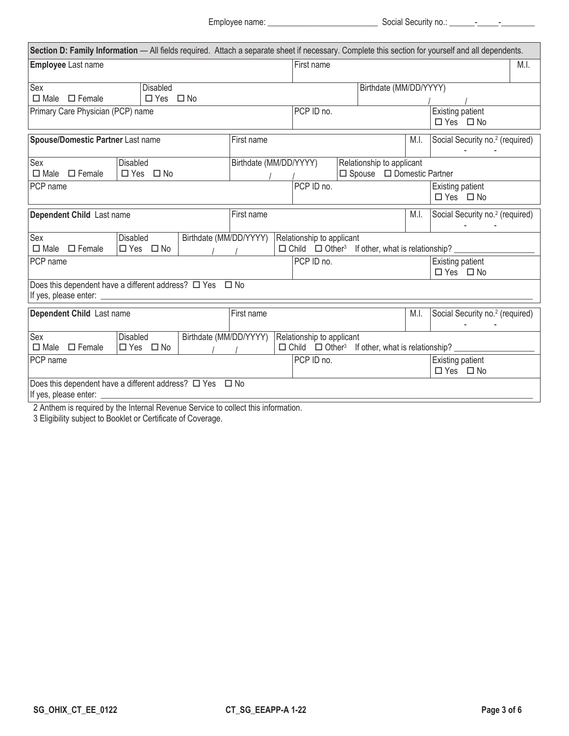Employee name: ___________________________ Social Security no.: ______-_____-________

**Section D: Family Information** — All fields required. Attach a separate sheet if necessary. Complete this section for yourself and all dependents.

| **Employee** Last name | | First name | | M.I. |
|---|---|---|---|---|
| Sex ☐ Male ☐ Female | Disabled ☐ Yes ☐ No | | Birthdate (MM/DD/YYYY) / / | |
| Primary Care Physician (PCP) name | | PCP ID no. | Existing patient ☐ Yes ☐ No | |

| **Spouse/Domestic Partner** Last name | | First name | | M.I. | Social Security no.[2] (required) - - |
|---|---|---|---|---|---|
| Sex ☐ Male ☐ Female | Disabled ☐ Yes ☐ No | Birthdate (MM/DD/YYYY) / / | Relationship to applicant ☐ Spouse ☐ Domestic Partner | | |
| PCP name | | PCP ID no. | | | Existing patient ☐ Yes ☐ No |

| **Dependent Child** Last name | | | First name | | M.I. | Social Security no.[2] (required) - - |
|---|---|---|---|---|---|---|
| Sex ☐ Male ☐ Female | Disabled ☐ Yes ☐ No | Birthdate (MM/DD/YYYY) / / | Relationship to applicant ☐ Child ☐ Other[3] If other, what is relationship? ________ | | | |
| PCP name | | | PCP ID no. | | | Existing patient ☐ Yes ☐ No |
| Does this dependent have a different address? ☐ Yes ☐ No If yes, please enter: ________ | | | | | | |

| **Dependent Child** Last name | | | First name | | M.I. | Social Security no.[2] (required) - - |
|---|---|---|---|---|---|---|
| Sex ☐ Male ☐ Female | Disabled ☐ Yes ☐ No | Birthdate (MM/DD/YYYY) / / | Relationship to applicant ☐ Child ☐ Other[3] If other, what is relationship? ________ | | | |
| PCP name | | | PCP ID no. | | | Existing patient ☐ Yes ☐ No |
| Does this dependent have a different address? ☐ Yes ☐ No If yes, please enter: ________ | | | | | | |

2 Anthem is required by the Internal Revenue Service to collect this information.

3 Eligibility subject to Booklet or Certificate of Coverage.

SG_OHIX_CT_EE_0122 CT_SG_EEAPP-A 1-22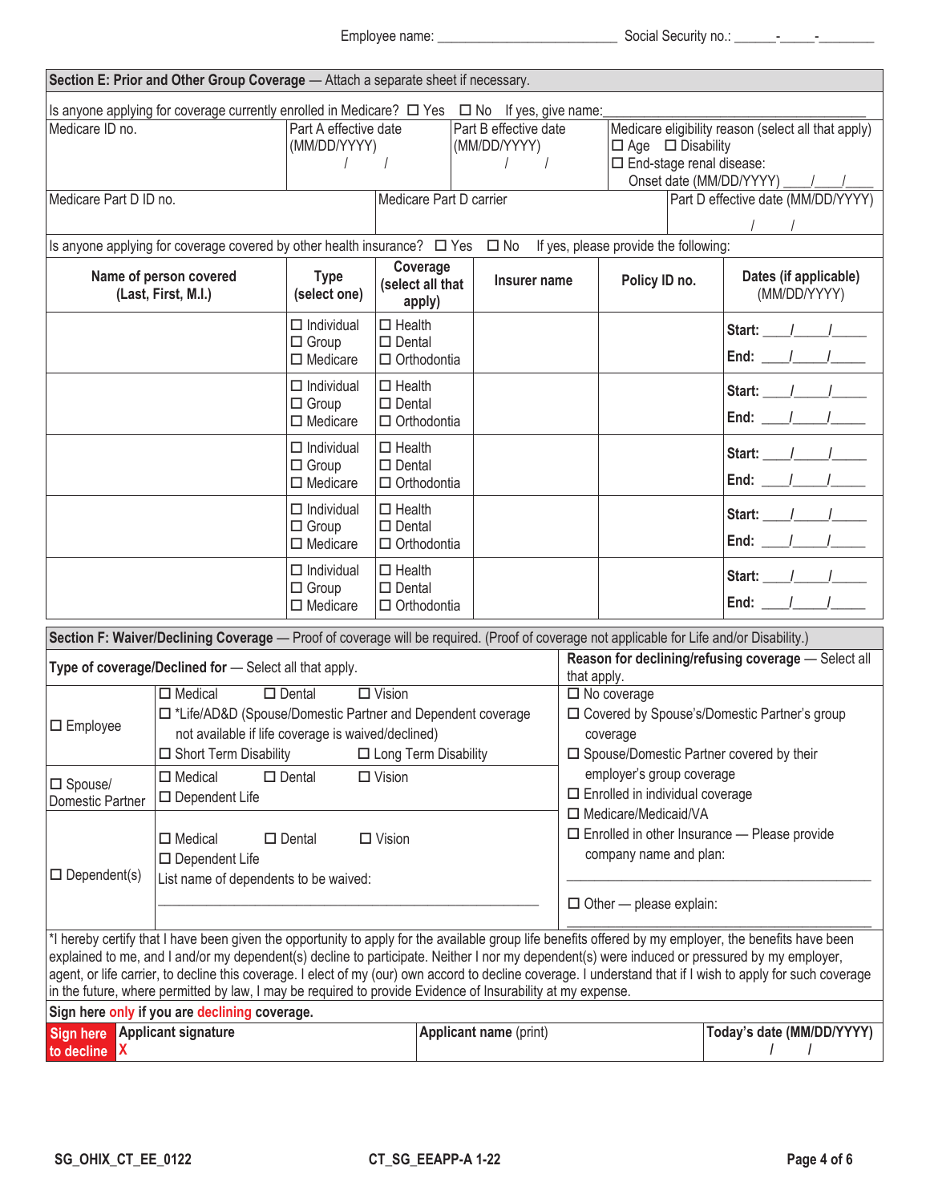Employee name: _________________________ Social Security no.: ______-_____-________

## Section E: Prior and Other Group Coverage — Attach a separate sheet if necessary.

Is anyone applying for coverage currently enrolled in Medicare? ☐ Yes ☐ No If yes, give name:_______________________

| Medicare ID no. | Part A effective date (MM/DD/YYYY) | Part B effective date (MM/DD/YYYY) | Medicare eligibility reason (select all that apply) |
|---|---|---|---|
| | / / | / / | ☐ Age ☐ Disability<br>☐ End-stage renal disease:<br>Onset date (MM/DD/YYYY) ___/___/____ |

| Medicare Part D ID no. | Medicare Part D carrier | Part D effective date (MM/DD/YYYY) |
|---|---|---|
| | | / / |

Is anyone applying for coverage covered by other health insurance? ☐ Yes ☐ No If yes, please provide the following:

| Name of person covered (Last, First, M.I.) | Type (select one) | Coverage (select all that apply) | Insurer name | Policy ID no. | Dates (if applicable) (MM/DD/YYYY) |
|---|---|---|---|---|---|
| | ☐ Individual<br>☐ Group<br>☐ Medicare | ☐ Health<br>☐ Dental<br>☐ Orthodontia | | | Start: ____/____/_____<br>End: ____/____/_____ |
| | ☐ Individual<br>☐ Group<br>☐ Medicare | ☐ Health<br>☐ Dental<br>☐ Orthodontia | | | Start: ____/____/_____<br>End: ____/____/_____ |
| | ☐ Individual<br>☐ Group<br>☐ Medicare | ☐ Health<br>☐ Dental<br>☐ Orthodontia | | | Start: ____/____/_____<br>End: ____/____/_____ |
| | ☐ Individual<br>☐ Group<br>☐ Medicare | ☐ Health<br>☐ Dental<br>☐ Orthodontia | | | Start: ____/____/_____<br>End: ____/____/_____ |
| | ☐ Individual<br>☐ Group<br>☐ Medicare | ☐ Health<br>☐ Dental<br>☐ Orthodontia | | | Start: ____/____/_____<br>End: ____/____/_____ |

## Section F: Waiver/Declining Coverage — Proof of coverage will be required. (Proof of coverage not applicable for Life and/or Disability.)

| **Type of coverage/Declined for** — Select all that apply. | | **Reason for declining/refusing coverage** — Select all that apply. |
|---|---|---|
| ☐ Employee | ☐ Medical ☐ Dental ☐ Vision<br>☐ *Life/AD&D (Spouse/Domestic Partner and Dependent coverage not available if life coverage is waived/declined)<br>☐ Short Term Disability ☐ Long Term Disability | ☐ No coverage<br>☐ Covered by Spouse's/Domestic Partner's group coverage<br>☐ Spouse/Domestic Partner covered by their employer's group coverage |
| ☐ Spouse/ Domestic Partner | ☐ Medical ☐ Dental ☐ Vision<br>☐ Dependent Life | ☐ Enrolled in individual coverage<br>☐ Medicare/Medicaid/VA |
| ☐ Dependent(s) | ☐ Medical ☐ Dental ☐ Vision<br>☐ Dependent Life<br>List name of dependents to be waived:<br>_______________________________ | ☐ Enrolled in other Insurance — Please provide company name and plan:<br>_______________________________<br>☐ Other — please explain:<br>_______________________________ |

*I hereby certify that I have been given the opportunity to apply for the available group life benefits offered by my employer, the benefits have been explained to me, and I and/or my dependent(s) decline to participate. Neither I nor my dependent(s) were induced or pressured by my employer, agent, or life carrier, to decline this coverage. I elect of my (our) own accord to decline coverage. I understand that if I wish to apply for such coverage in the future, where permitted by law, I may be required to provide Evidence of Insurability at my expense.

**Sign here only if you are declining coverage.**

| Sign here to decline | Applicant signature | Applicant name (print) | Today's date (MM/DD/YYYY) |
|---|---|---|---|
| | X | | / / |

SG_OHIX_CT_EE_0122 CT_SG_EEAPP-A 1-22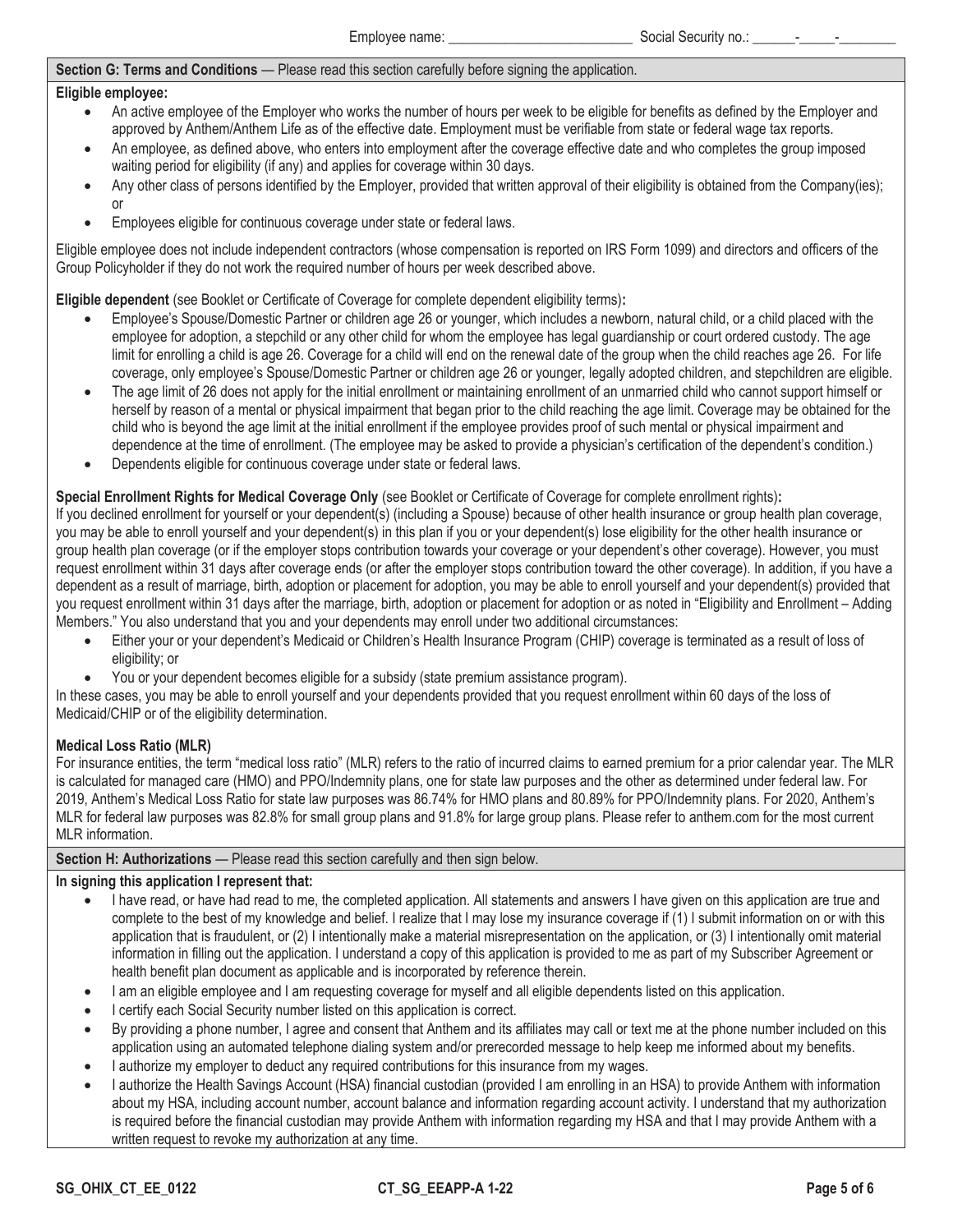Employee name: ___________________________ Social Security no.: ______-_____-________

## Section G: Terms and Conditions — Please read this section carefully before signing the application.

**Eligible employee:**

- An active employee of the Employer who works the number of hours per week to be eligible for benefits as defined by the Employer and approved by Anthem/Anthem Life as of the effective date. Employment must be verifiable from state or federal wage tax reports.
- An employee, as defined above, who enters into employment after the coverage effective date and who completes the group imposed waiting period for eligibility (if any) and applies for coverage within 30 days.
- Any other class of persons identified by the Employer, provided that written approval of their eligibility is obtained from the Company(ies); or
- Employees eligible for continuous coverage under state or federal laws.

Eligible employee does not include independent contractors (whose compensation is reported on IRS Form 1099) and directors and officers of the Group Policyholder if they do not work the required number of hours per week described above.

**Eligible dependent** (see Booklet or Certificate of Coverage for complete dependent eligibility terms)**:**

- Employee's Spouse/Domestic Partner or children age 26 or younger, which includes a newborn, natural child, or a child placed with the employee for adoption, a stepchild or any other child for whom the employee has legal guardianship or court ordered custody. The age limit for enrolling a child is age 26. Coverage for a child will end on the renewal date of the group when the child reaches age 26. For life coverage, only employee's Spouse/Domestic Partner or children age 26 or younger, legally adopted children, and stepchildren are eligible.
- The age limit of 26 does not apply for the initial enrollment or maintaining enrollment of an unmarried child who cannot support himself or herself by reason of a mental or physical impairment that began prior to the child reaching the age limit. Coverage may be obtained for the child who is beyond the age limit at the initial enrollment if the employee provides proof of such mental or physical impairment and dependence at the time of enrollment. (The employee may be asked to provide a physician's certification of the dependent's condition.)
- Dependents eligible for continuous coverage under state or federal laws.

**Special Enrollment Rights for Medical Coverage Only** (see Booklet or Certificate of Coverage for complete enrollment rights)**:**
If you declined enrollment for yourself or your dependent(s) (including a Spouse) because of other health insurance or group health plan coverage, you may be able to enroll yourself and your dependent(s) in this plan if you or your dependent(s) lose eligibility for the other health insurance or group health plan coverage (or if the employer stops contribution towards your coverage or your dependent's other coverage). However, you must request enrollment within 31 days after coverage ends (or after the employer stops contribution toward the other coverage). In addition, if you have a dependent as a result of marriage, birth, adoption or placement for adoption, you may be able to enroll yourself and your dependent(s) provided that you request enrollment within 31 days after the marriage, birth, adoption or placement for adoption or as noted in "Eligibility and Enrollment – Adding Members." You also understand that you and your dependents may enroll under two additional circumstances:

- Either your or your dependent's Medicaid or Children's Health Insurance Program (CHIP) coverage is terminated as a result of loss of eligibility; or
- You or your dependent becomes eligible for a subsidy (state premium assistance program).

In these cases, you may be able to enroll yourself and your dependents provided that you request enrollment within 60 days of the loss of Medicaid/CHIP or of the eligibility determination.

**Medical Loss Ratio (MLR)**
For insurance entities, the term "medical loss ratio" (MLR) refers to the ratio of incurred claims to earned premium for a prior calendar year. The MLR is calculated for managed care (HMO) and PPO/Indemnity plans, one for state law purposes and the other as determined under federal law. For 2019, Anthem's Medical Loss Ratio for state law purposes was 86.74% for HMO plans and 80.89% for PPO/Indemnity plans. For 2020, Anthem's MLR for federal law purposes was 82.8% for small group plans and 91.8% for large group plans. Please refer to anthem.com for the most current MLR information.

## Section H: Authorizations — Please read this section carefully and then sign below.

**In signing this application I represent that:**

- I have read, or have had read to me, the completed application. All statements and answers I have given on this application are true and complete to the best of my knowledge and belief. I realize that I may lose my insurance coverage if (1) I submit information on or with this application that is fraudulent, or (2) I intentionally make a material misrepresentation on the application, or (3) I intentionally omit material information in filling out the application. I understand a copy of this application is provided to me as part of my Subscriber Agreement or health benefit plan document as applicable and is incorporated by reference therein.
- I am an eligible employee and I am requesting coverage for myself and all eligible dependents listed on this application.
- I certify each Social Security number listed on this application is correct.
- By providing a phone number, I agree and consent that Anthem and its affiliates may call or text me at the phone number included on this application using an automated telephone dialing system and/or prerecorded message to help keep me informed about my benefits.
- I authorize my employer to deduct any required contributions for this insurance from my wages.
- I authorize the Health Savings Account (HSA) financial custodian (provided I am enrolling in an HSA) to provide Anthem with information about my HSA, including account number, account balance and information regarding account activity. I understand that my authorization is required before the financial custodian may provide Anthem with information regarding my HSA and that I may provide Anthem with a written request to revoke my authorization at any time.

SG_OHIX_CT_EE_0122 CT_SG_EEAPP-A 1-22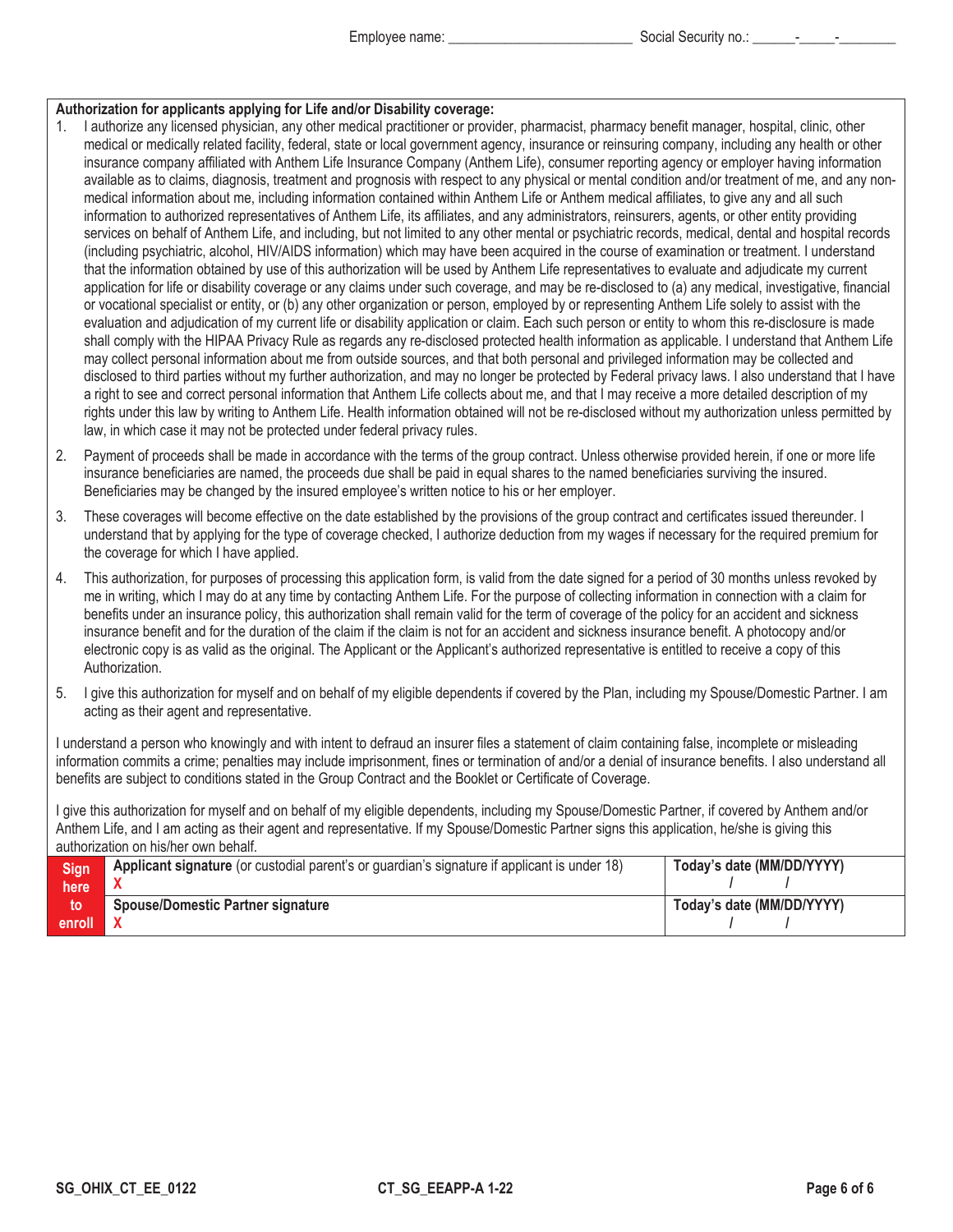Employee name: _________________________ Social Security no.: ______-_____-________

**Authorization for applicants applying for Life and/or Disability coverage:**

1. I authorize any licensed physician, any other medical practitioner or provider, pharmacist, pharmacy benefit manager, hospital, clinic, other medical or medically related facility, federal, state or local government agency, insurance or reinsuring company, including any health or other insurance company affiliated with Anthem Life Insurance Company (Anthem Life), consumer reporting agency or employer having information available as to claims, diagnosis, treatment and prognosis with respect to any physical or mental condition and/or treatment of me, and any non-medical information about me, including information contained within Anthem Life or Anthem medical affiliates, to give any and all such information to authorized representatives of Anthem Life, its affiliates, and any administrators, reinsurers, agents, or other entity providing services on behalf of Anthem Life, and including, but not limited to any other mental or psychiatric records, medical, dental and hospital records (including psychiatric, alcohol, HIV/AIDS information) which may have been acquired in the course of examination or treatment. I understand that the information obtained by use of this authorization will be used by Anthem Life representatives to evaluate and adjudicate my current application for life or disability coverage or any claims under such coverage, and may be re-disclosed to (a) any medical, investigative, financial or vocational specialist or entity, or (b) any other organization or person, employed by or representing Anthem Life solely to assist with the evaluation and adjudication of my current life or disability application or claim. Each such person or entity to whom this re-disclosure is made shall comply with the HIPAA Privacy Rule as regards any re-disclosed protected health information as applicable. I understand that Anthem Life may collect personal information about me from outside sources, and that both personal and privileged information may be collected and disclosed to third parties without my further authorization, and may no longer be protected by Federal privacy laws. I also understand that I have a right to see and correct personal information that Anthem Life collects about me, and that I may receive a more detailed description of my rights under this law by writing to Anthem Life. Health information obtained will not be re-disclosed without my authorization unless permitted by law, in which case it may not be protected under federal privacy rules.
2. Payment of proceeds shall be made in accordance with the terms of the group contract. Unless otherwise provided herein, if one or more life insurance beneficiaries are named, the proceeds due shall be paid in equal shares to the named beneficiaries surviving the insured. Beneficiaries may be changed by the insured employee's written notice to his or her employer.
3. These coverages will become effective on the date established by the provisions of the group contract and certificates issued thereunder. I understand that by applying for the type of coverage checked, I authorize deduction from my wages if necessary for the required premium for the coverage for which I have applied.
4. This authorization, for purposes of processing this application form, is valid from the date signed for a period of 30 months unless revoked by me in writing, which I may do at any time by contacting Anthem Life. For the purpose of collecting information in connection with a claim for benefits under an insurance policy, this authorization shall remain valid for the term of coverage of the policy for an accident and sickness insurance benefit and for the duration of the claim if the claim is not for an accident and sickness insurance benefit. A photocopy and/or electronic copy is as valid as the original. The Applicant or the Applicant's authorized representative is entitled to receive a copy of this Authorization.
5. I give this authorization for myself and on behalf of my eligible dependents if covered by the Plan, including my Spouse/Domestic Partner. I am acting as their agent and representative.

I understand a person who knowingly and with intent to defraud an insurer files a statement of claim containing false, incomplete or misleading information commits a crime; penalties may include imprisonment, fines or termination of and/or a denial of insurance benefits. I also understand all benefits are subject to conditions stated in the Group Contract and the Booklet or Certificate of Coverage.

I give this authorization for myself and on behalf of my eligible dependents, including my Spouse/Domestic Partner, if covered by Anthem and/or Anthem Life, and I am acting as their agent and representative. If my Spouse/Domestic Partner signs this application, he/she is giving this authorization on his/her own behalf.

| | | |
|---|---|---|
| **Sign here to enroll** | **Applicant signature** (or custodial parent's or guardian's signature if applicant is under 18)<br>X | **Today's date (MM/DD/YYYY)**<br>/ / |
| | **Spouse/Domestic Partner signature**<br>X | **Today's date (MM/DD/YYYY)**<br>/ / |

SG_OHIX_CT_EE_0122 CT_SG_EEAPP-A 1-22